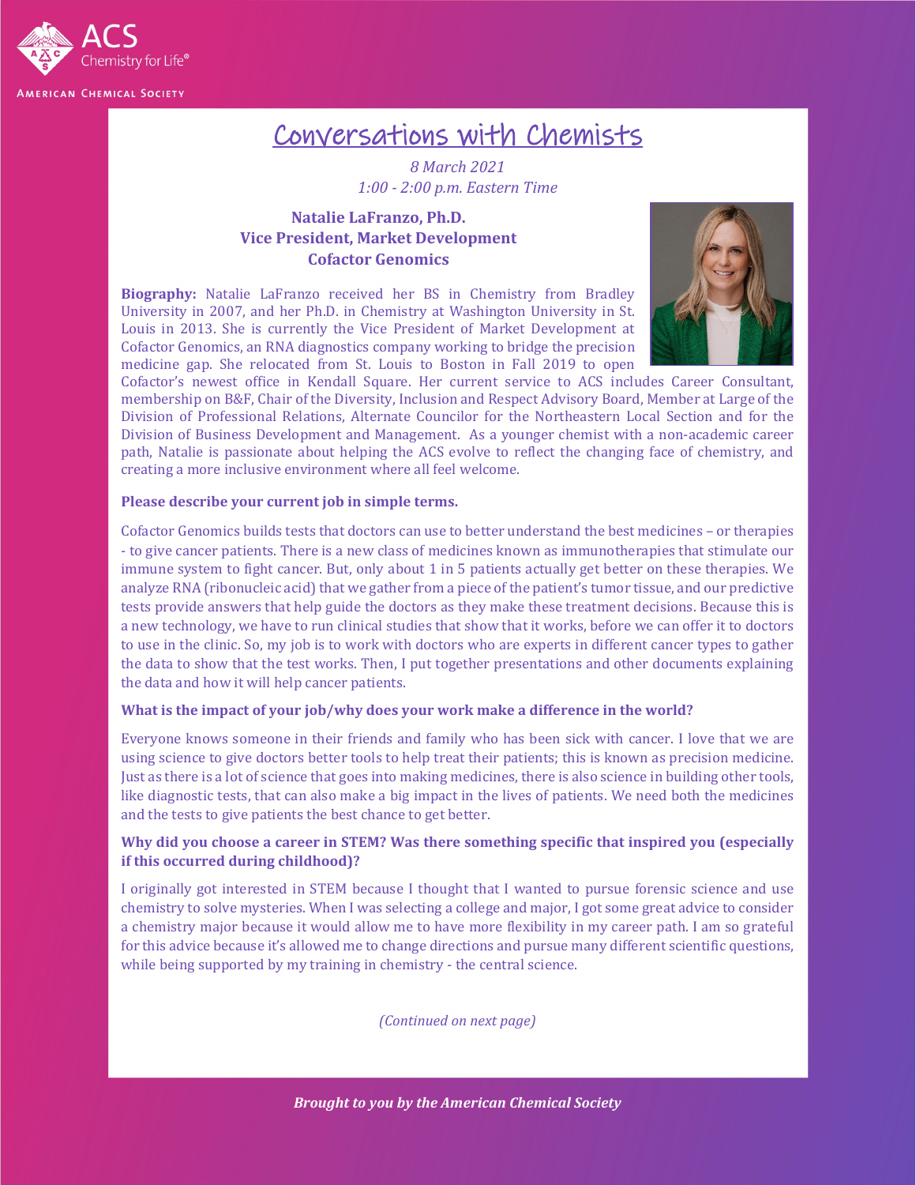# Conversations with Chemists

*8 March 2021*
*1:00 - 2:00 p.m. Eastern Time*

**Natalie LaFranzo, Ph.D.**
**Vice President, Market Development**
**Cofactor Genomics**

**Biography:** Natalie LaFranzo received her BS in Chemistry from Bradley University in 2007, and her Ph.D. in Chemistry at Washington University in St. Louis in 2013. She is currently the Vice President of Market Development at Cofactor Genomics, an RNA diagnostics company working to bridge the precision medicine gap. She relocated from St. Louis to Boston in Fall 2019 to open Cofactor's newest office in Kendall Square. Her current service to ACS includes Career Consultant, membership on B&F, Chair of the Diversity, Inclusion and Respect Advisory Board, Member at Large of the Division of Professional Relations, Alternate Councilor for the Northeastern Local Section and for the Division of Business Development and Management. As a younger chemist with a non-academic career path, Natalie is passionate about helping the ACS evolve to reflect the changing face of chemistry, and creating a more inclusive environment where all feel welcome.

**Please describe your current job in simple terms.**

Cofactor Genomics builds tests that doctors can use to better understand the best medicines – or therapies - to give cancer patients. There is a new class of medicines known as immunotherapies that stimulate our immune system to fight cancer. But, only about 1 in 5 patients actually get better on these therapies. We analyze RNA (ribonucleic acid) that we gather from a piece of the patient's tumor tissue, and our predictive tests provide answers that help guide the doctors as they make these treatment decisions. Because this is a new technology, we have to run clinical studies that show that it works, before we can offer it to doctors to use in the clinic. So, my job is to work with doctors who are experts in different cancer types to gather the data to show that the test works. Then, I put together presentations and other documents explaining the data and how it will help cancer patients.

**What is the impact of your job/why does your work make a difference in the world?**

Everyone knows someone in their friends and family who has been sick with cancer. I love that we are using science to give doctors better tools to help treat their patients; this is known as precision medicine. Just as there is a lot of science that goes into making medicines, there is also science in building other tools, like diagnostic tests, that can also make a big impact in the lives of patients. We need both the medicines and the tests to give patients the best chance to get better.

**Why did you choose a career in STEM? Was there something specific that inspired you (especially if this occurred during childhood)?**

I originally got interested in STEM because I thought that I wanted to pursue forensic science and use chemistry to solve mysteries. When I was selecting a college and major, I got some great advice to consider a chemistry major because it would allow me to have more flexibility in my career path. I am so grateful for this advice because it's allowed me to change directions and pursue many different scientific questions, while being supported by my training in chemistry - the central science.

*(Continued on next page)*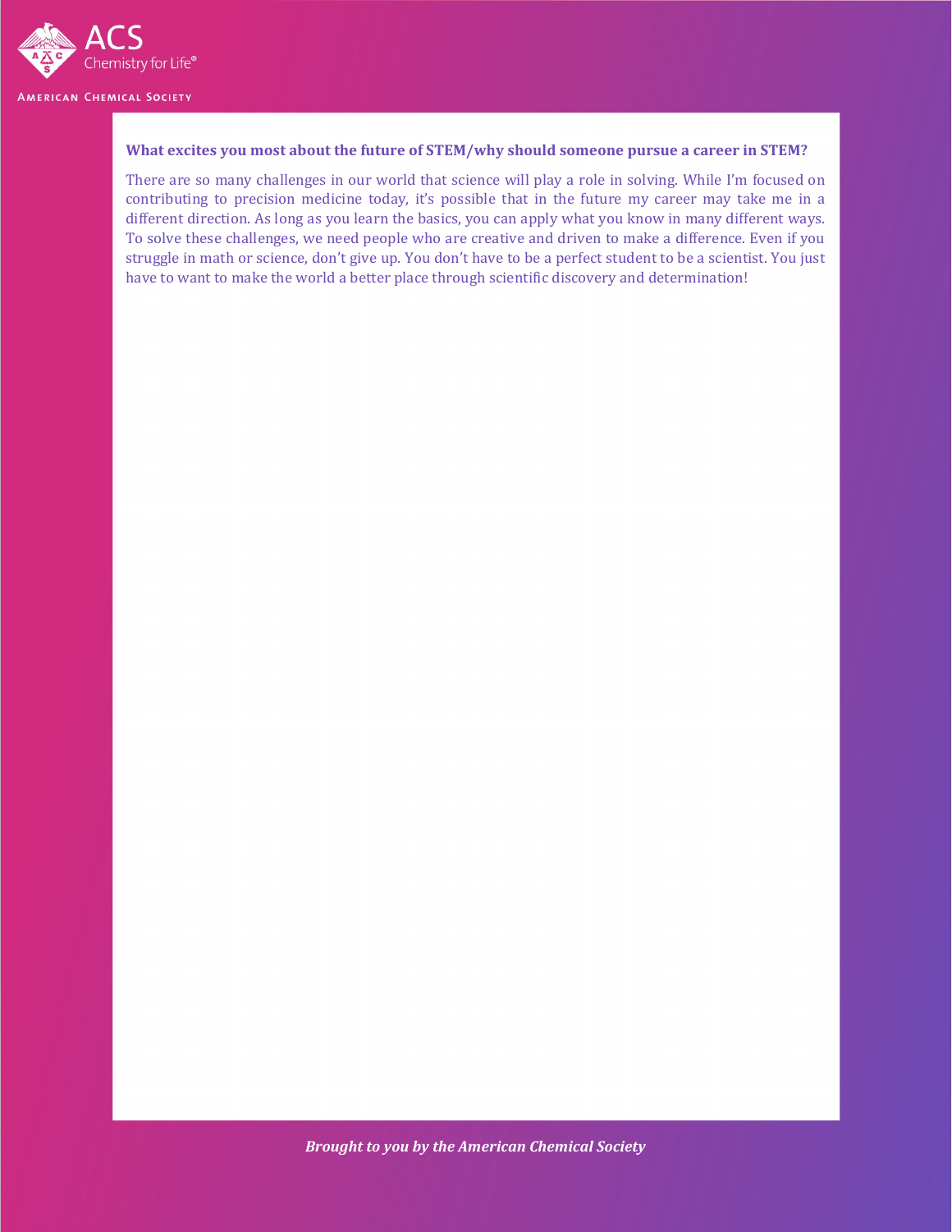**What excites you most about the future of STEM/why should someone pursue a career in STEM?**

There are so many challenges in our world that science will play a role in solving. While I'm focused on contributing to precision medicine today, it's possible that in the future my career may take me in a different direction. As long as you learn the basics, you can apply what you know in many different ways. To solve these challenges, we need people who are creative and driven to make a difference. Even if you struggle in math or science, don't give up. You don't have to be a perfect student to be a scientist. You just have to want to make the world a better place through scientific discovery and determination!